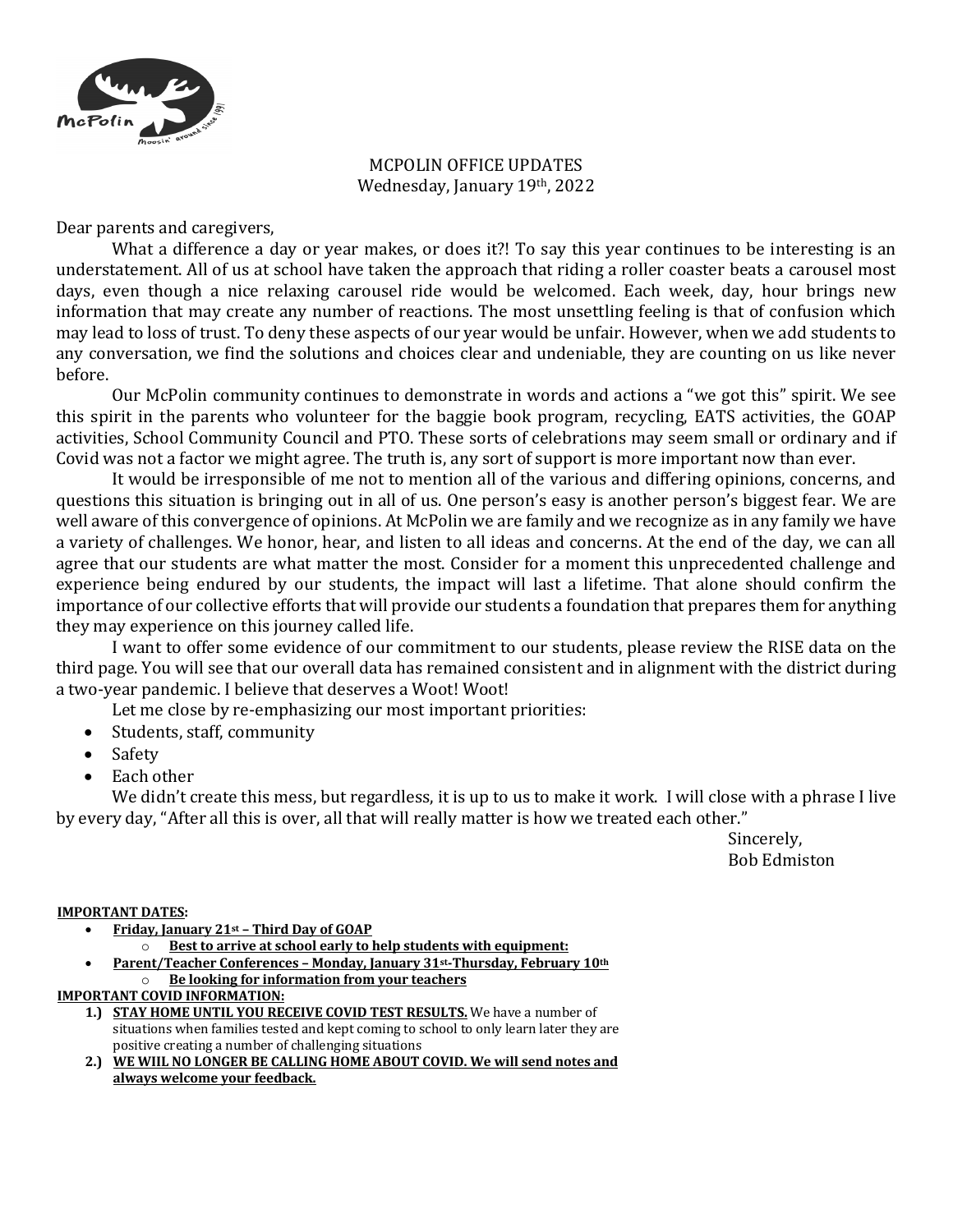# MCPOLIN OFFICE UPDATES

Wednesday, January 19th, 2022

Dear parents and caregivers,

What a difference a day or year makes, or does it?! To say this year continues to be interesting is an understatement. All of us at school have taken the approach that riding a roller coaster beats a carousel most days, even though a nice relaxing carousel ride would be welcomed. Each week, day, hour brings new information that may create any number of reactions. The most unsettling feeling is that of confusion which may lead to loss of trust. To deny these aspects of our year would be unfair. However, when we add students to any conversation, we find the solutions and choices clear and undeniable, they are counting on us like never before.

Our McPolin community continues to demonstrate in words and actions a "we got this" spirit. We see this spirit in the parents who volunteer for the baggie book program, recycling, EATS activities, the GOAP activities, School Community Council and PTO. These sorts of celebrations may seem small or ordinary and if Covid was not a factor we might agree. The truth is, any sort of support is more important now than ever.

It would be irresponsible of me not to mention all of the various and differing opinions, concerns, and questions this situation is bringing out in all of us. One person's easy is another person's biggest fear. We are well aware of this convergence of opinions. At McPolin we are family and we recognize as in any family we have a variety of challenges. We honor, hear, and listen to all ideas and concerns. At the end of the day, we can all agree that our students are what matter the most. Consider for a moment this unprecedented challenge and experience being endured by our students, the impact will last a lifetime. That alone should confirm the importance of our collective efforts that will provide our students a foundation that prepares them for anything they may experience on this journey called life.

I want to offer some evidence of our commitment to our students, please review the RISE data on the third page. You will see that our overall data has remained consistent and in alignment with the district during a two-year pandemic. I believe that deserves a Woot! Woot!

Let me close by re-emphasizing our most important priorities:

- Students, staff, community
- Safety
- Each other

We didn't create this mess, but regardless, it is up to us to make it work. I will close with a phrase I live by every day, "After all this is over, all that will really matter is how we treated each other."

Sincerely,
Bob Edmiston

**IMPORTANT DATES:**

- **Friday, January 21st – Third Day of GOAP**
  - **Best to arrive at school early to help students with equipment:**
- **Parent/Teacher Conferences – Monday, January 31st-Thursday, February 10th**
  - **Be looking for information from your teachers**

**IMPORTANT COVID INFORMATION:**

1.) **STAY HOME UNTIL YOU RECEIVE COVID TEST RESULTS.** We have a number of situations when families tested and kept coming to school to only learn later they are positive creating a number of challenging situations

2.) **WE WIIL NO LONGER BE CALLING HOME ABOUT COVID. We will send notes and always welcome your feedback.**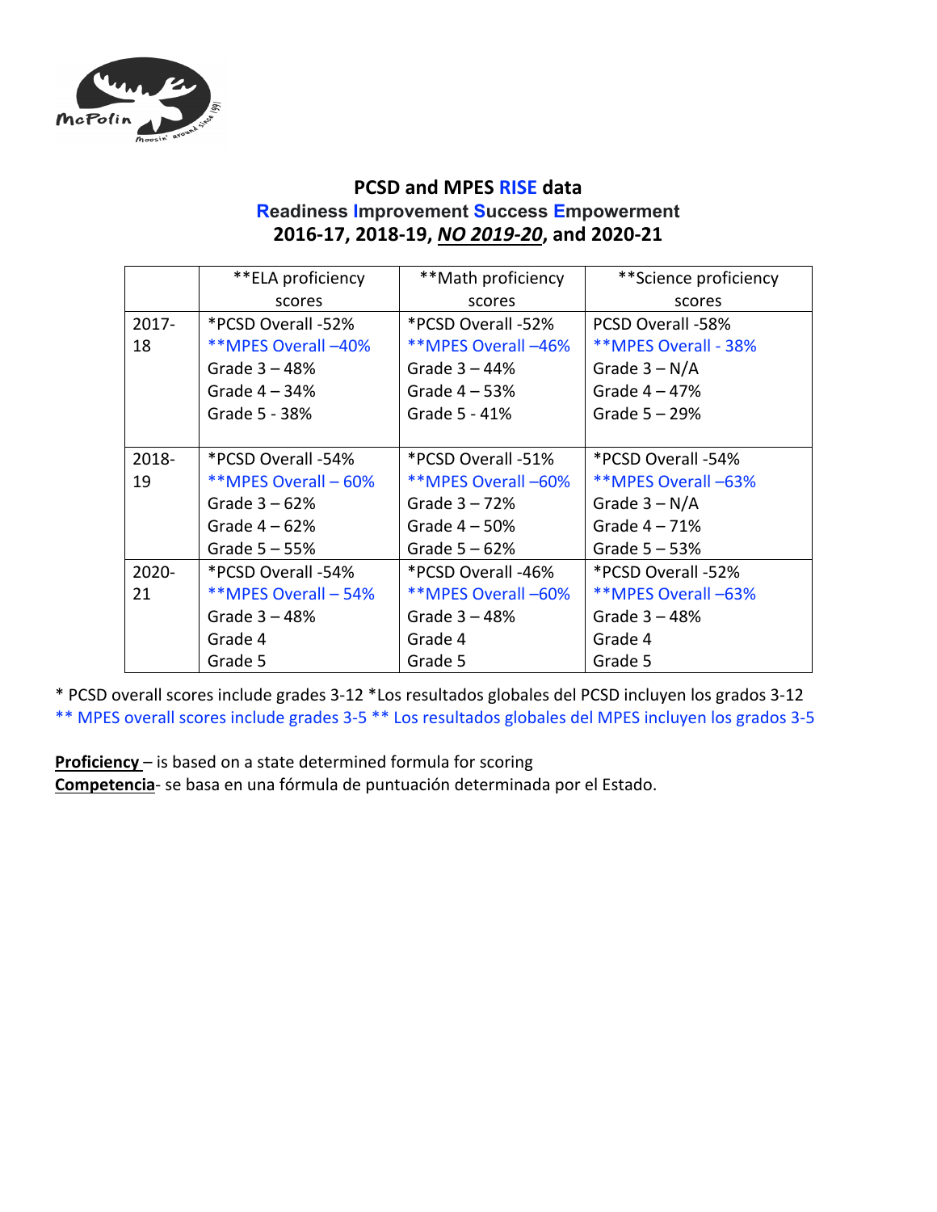## PCSD and MPES RISE data

### Readiness Improvement Success Empowerment

### 2016-17, 2018-19, *NO 2019-20*, and 2020-21

| | **ELA proficiency scores | **Math proficiency scores | **Science proficiency scores |
|---|---|---|---|
| 2017-18 | *PCSD Overall -52%<br>**MPES Overall –40%<br>Grade 3 – 48%<br>Grade 4 – 34%<br>Grade 5 - 38% | *PCSD Overall -52%<br>**MPES Overall –46%<br>Grade 3 – 44%<br>Grade 4 – 53%<br>Grade 5 - 41% | PCSD Overall -58%<br>**MPES Overall - 38%<br>Grade 3 – N/A<br>Grade 4 – 47%<br>Grade 5 – 29% |
| 2018-19 | *PCSD Overall -54%<br>**MPES Overall – 60%<br>Grade 3 – 62%<br>Grade 4 – 62%<br>Grade 5 – 55% | *PCSD Overall -51%<br>**MPES Overall –60%<br>Grade 3 – 72%<br>Grade 4 – 50%<br>Grade 5 – 62% | *PCSD Overall -54%<br>**MPES Overall –63%<br>Grade 3 – N/A<br>Grade 4 – 71%<br>Grade 5 – 53% |
| 2020-21 | *PCSD Overall -54%<br>**MPES Overall – 54%<br>Grade 3 – 48%<br>Grade 4<br>Grade 5 | *PCSD Overall -46%<br>**MPES Overall –60%<br>Grade 3 – 48%<br>Grade 4<br>Grade 5 | *PCSD Overall -52%<br>**MPES Overall –63%<br>Grade 3 – 48%<br>Grade 4<br>Grade 5 |

* PCSD overall scores include grades 3-12 *Los resultados globales del PCSD incluyen los grados 3-12

** MPES overall scores include grades 3-5 ** Los resultados globales del MPES incluyen los grados 3-5

**Proficiency** – is based on a state determined formula for scoring

**Competencia**- se basa en una fórmula de puntuación determinada por el Estado.